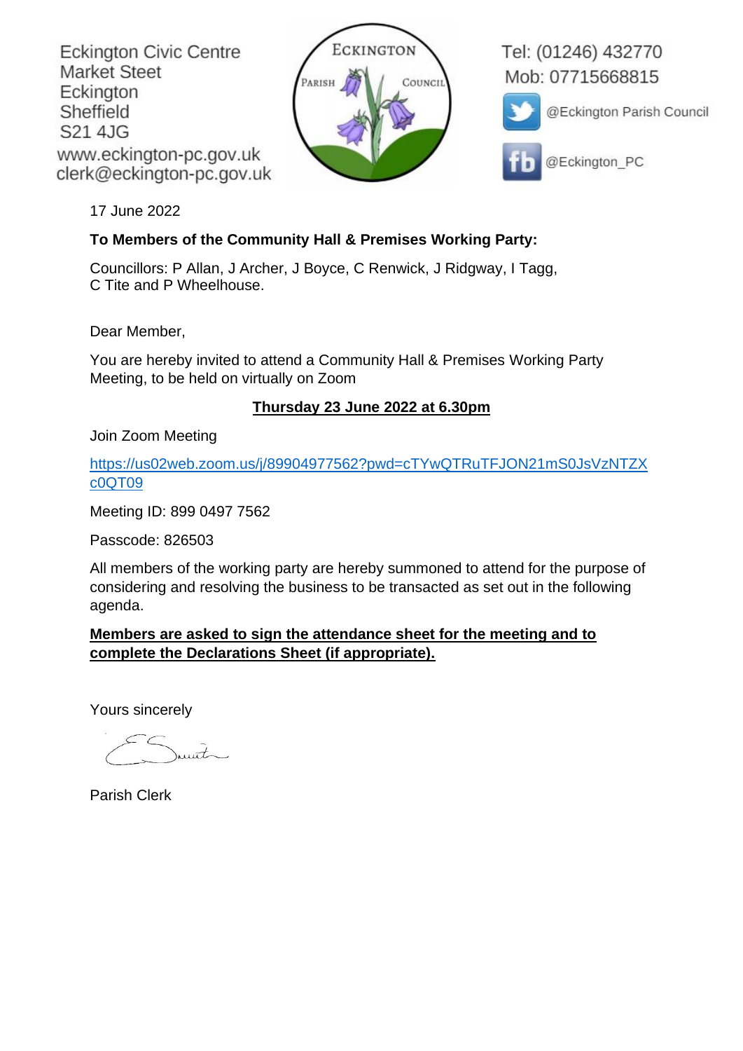Eckington Civic Centre
Market Steet
Eckington
Sheffield
S21 4JG
www.eckington-pc.gov.uk
clerk@eckington-pc.gov.uk

ECKINGTON PARISH COUNCIL

Tel: (01246) 432770
Mob: 07715668815
@Eckington Parish Council
@Eckington_PC

17 June 2022

**To Members of the Community Hall & Premises Working Party:**

Councillors: P Allan, J Archer, J Boyce, C Renwick, J Ridgway, I Tagg, C Tite and P Wheelhouse.

Dear Member,

You are hereby invited to attend a Community Hall & Premises Working Party Meeting, to be held on virtually on Zoom

**Thursday 23 June 2022 at 6.30pm**

Join Zoom Meeting

https://us02web.zoom.us/j/89904977562?pwd=cTYwQTRuTFJON21mS0JsVzNTZXc0QT09

Meeting ID: 899 0497 7562

Passcode: 826503

All members of the working party are hereby summoned to attend for the purpose of considering and resolving the business to be transacted as set out in the following agenda.

**Members are asked to sign the attendance sheet for the meeting and to complete the Declarations Sheet (if appropriate).**

Yours sincerely

E Smith

Parish Clerk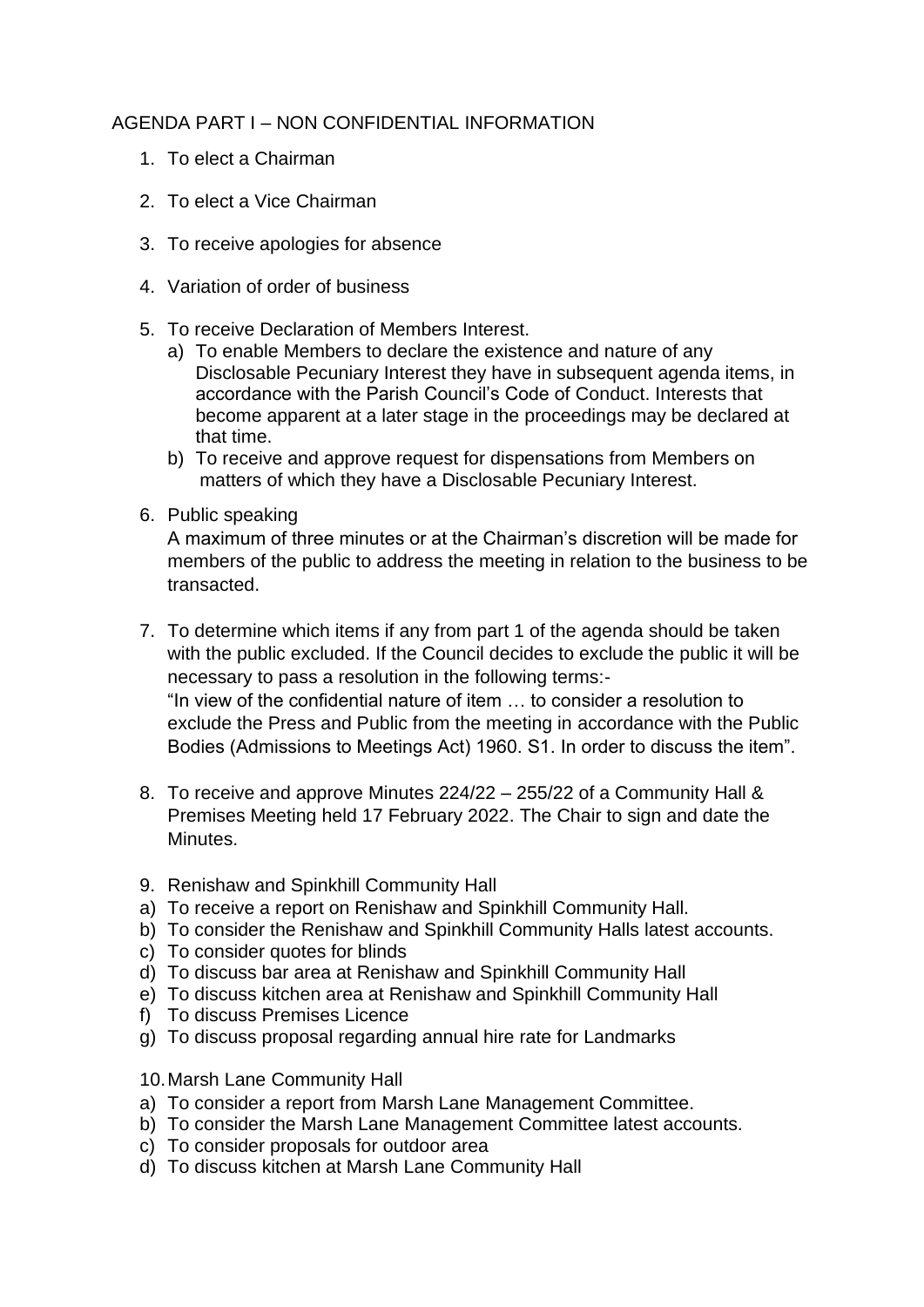AGENDA PART I – NON CONFIDENTIAL INFORMATION

1. To elect a Chairman
2. To elect a Vice Chairman
3. To receive apologies for absence
4. Variation of order of business
5. To receive Declaration of Members Interest.
   a) To enable Members to declare the existence and nature of any Disclosable Pecuniary Interest they have in subsequent agenda items, in accordance with the Parish Council's Code of Conduct. Interests that become apparent at a later stage in the proceedings may be declared at that time.
   b) To receive and approve request for dispensations from Members on matters of which they have a Disclosable Pecuniary Interest.
6. Public speaking
   A maximum of three minutes or at the Chairman's discretion will be made for members of the public to address the meeting in relation to the business to be transacted.
7. To determine which items if any from part 1 of the agenda should be taken with the public excluded. If the Council decides to exclude the public it will be necessary to pass a resolution in the following terms:-
   "In view of the confidential nature of item … to consider a resolution to exclude the Press and Public from the meeting in accordance with the Public Bodies (Admissions to Meetings Act) 1960. S1. In order to discuss the item".
8. To receive and approve Minutes 224/22 – 255/22 of a Community Hall & Premises Meeting held 17 February 2022. The Chair to sign and date the Minutes.
9. Renishaw and Spinkhill Community Hall

a) To receive a report on Renishaw and Spinkhill Community Hall.
b) To consider the Renishaw and Spinkhill Community Halls latest accounts.
c) To consider quotes for blinds
d) To discuss bar area at Renishaw and Spinkhill Community Hall
e) To discuss kitchen area at Renishaw and Spinkhill Community Hall
f) To discuss Premises Licence
g) To discuss proposal regarding annual hire rate for Landmarks

10. Marsh Lane Community Hall

a) To consider a report from Marsh Lane Management Committee.
b) To consider the Marsh Lane Management Committee latest accounts.
c) To consider proposals for outdoor area
d) To discuss kitchen at Marsh Lane Community Hall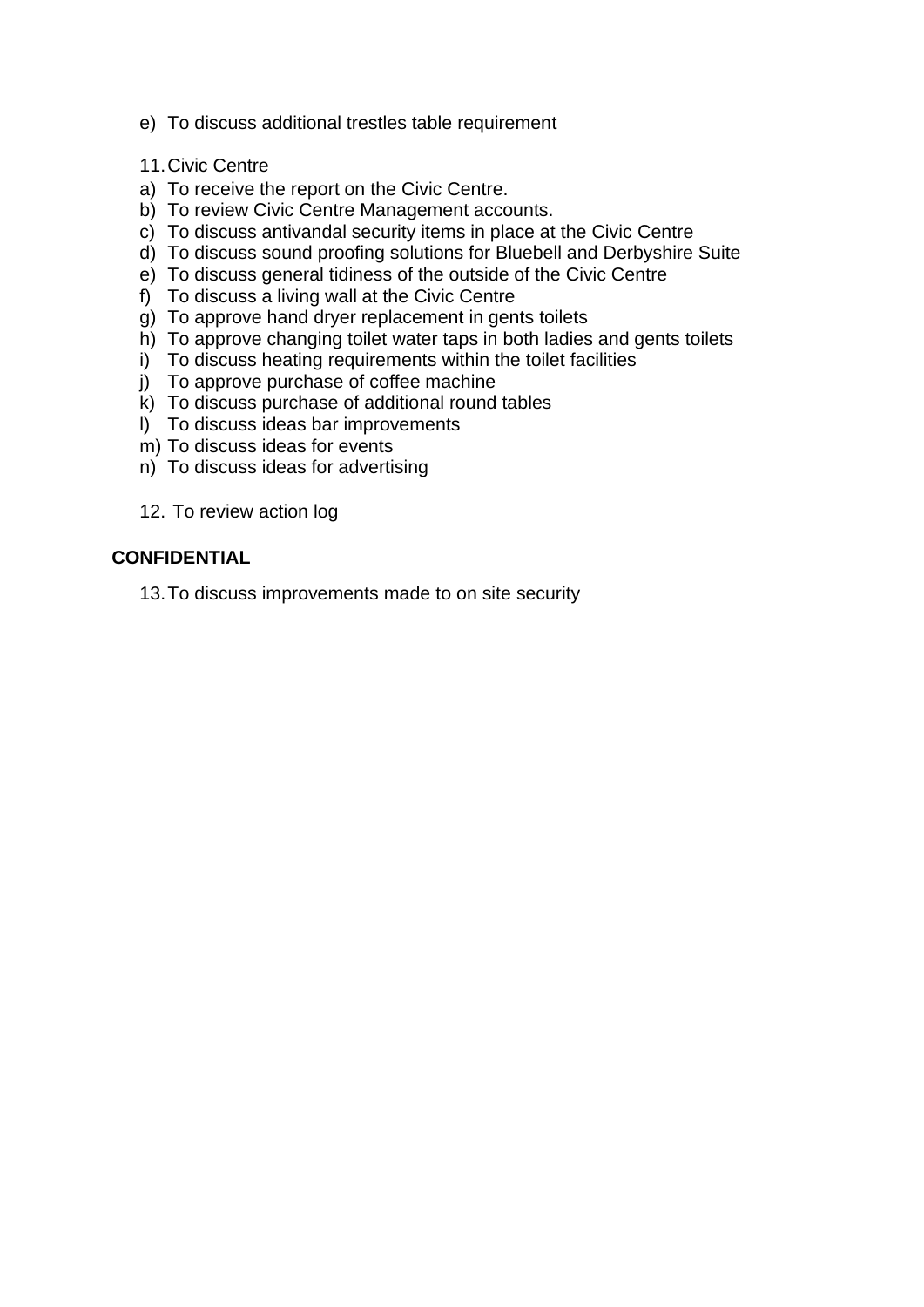e) To discuss additional trestles table requirement

11. Civic Centre

a) To receive the report on the Civic Centre.
b) To review Civic Centre Management accounts.
c) To discuss antivandal security items in place at the Civic Centre
d) To discuss sound proofing solutions for Bluebell and Derbyshire Suite
e) To discuss general tidiness of the outside of the Civic Centre
f) To discuss a living wall at the Civic Centre
g) To approve hand dryer replacement in gents toilets
h) To approve changing toilet water taps in both ladies and gents toilets
i) To discuss heating requirements within the toilet facilities
j) To approve purchase of coffee machine
k) To discuss purchase of additional round tables
l) To discuss ideas bar improvements
m) To discuss ideas for events
n) To discuss ideas for advertising

12. To review action log

**CONFIDENTIAL**

13. To discuss improvements made to on site security